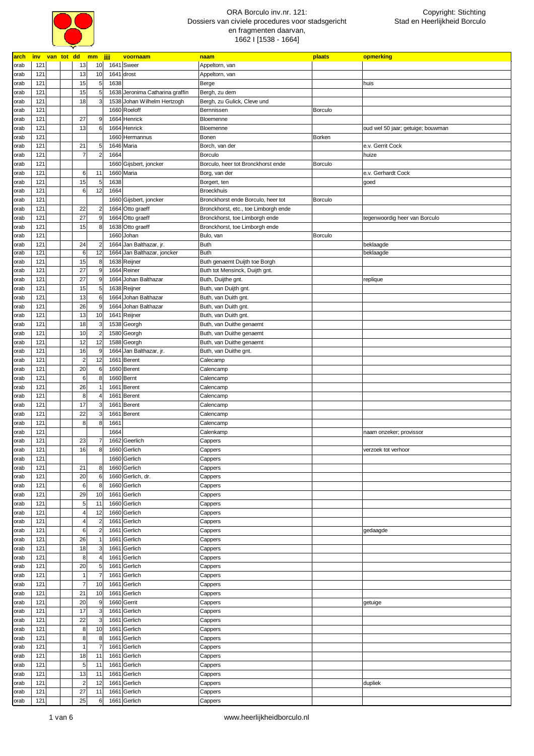# ORA Borculo inv.nr. 121: Dossiers van civiele procedures voor stadsgericht en fragmenten daarvan, 1662 I [1538 - 1664]

Copyright: Stichting Stad en Heerlijkheid Borculo

| arch | inv | van | tot | dd | mm | jjjj | voornaam | naam | plaats | opmerking |
|---|---|---|---|---|---|---|---|---|---|---|
| orab | 121 | | | 13 | 10 | 1641 | Sweer | Appeltorn, van | | |
| orab | 121 | | | 13 | 10 | 1641 | drost | Appeltorn, van | | |
| orab | 121 | | | 15 | 5 | 1638 | | Berge | | huis |
| orab | 121 | | | 15 | 5 | 1638 | Jeronima Catharina graffin | Bergh, zu dem | | |
| orab | 121 | | | 18 | 3 | 1538 | Johan Wilhelm Hertzogh | Bergh, zu Gulick, Cleve und | | |
| orab | 121 | | | | | 1660 | Roeloff | Bernnissen | Borculo | |
| orab | 121 | | | 27 | 9 | 1664 | Henrick | Bloemenne | | |
| orab | 121 | | | 13 | 6 | 1664 | Henrick | Bloemenne | | oud wel 50 jaar; getuige; bouwman |
| orab | 121 | | | | | 1660 | Hermannus | Bonen | Borken | |
| orab | 121 | | | 21 | 5 | 1646 | Maria | Borch, van der | | e.v. Gerrit Cock |
| orab | 121 | | | 7 | 2 | 1664 | | Borculo | | huize |
| orab | 121 | | | | | 1660 | Gijsbert, joncker | Borculo, heer tot Bronckhorst ende | Borculo | |
| orab | 121 | | | 6 | 11 | 1660 | Maria | Borg, van der | | e.v. Gerhardt Cock |
| orab | 121 | | | 15 | 5 | 1638 | | Borgert, ten | | goed |
| orab | 121 | | | 6 | 12 | 1664 | | Broeckhuis | | |
| orab | 121 | | | | | 1660 | Gijsbert, joncker | Bronckhorst ende Borculo, heer tot | Borculo | |
| orab | 121 | | | 22 | 2 | 1664 | Otto graeff | Bronckhorst, etc., toe Limborgh ende | | |
| orab | 121 | | | 27 | 9 | 1664 | Otto graeff | Bronckhorst, toe Limborgh ende | | tegenwoordig heer van Borculo |
| orab | 121 | | | 15 | 8 | 1638 | Otto graeff | Bronckhorst, toe Limborgh ende | | |
| orab | 121 | | | | | 1660 | Johan | Bulo, van | Borculo | |
| orab | 121 | | | 24 | 2 | 1664 | Jan Balthazar, jr. | Buth | | beklaagde |
| orab | 121 | | | 6 | 12 | 1664 | Jan Balthazar, joncker | Buth | | beklaagde |
| orab | 121 | | | 15 | 8 | 1638 | Reijner | Buth genaemt Duijth toe Borgh | | |
| orab | 121 | | | 27 | 9 | 1664 | Reiner | Buth tot Mensinck, Duijth gnt. | | |
| orab | 121 | | | 27 | 9 | 1664 | Johan Balthazar | Buth, Duijthe gnt. | | replique |
| orab | 121 | | | 15 | 5 | 1638 | Reijner | Buth, van Duijth gnt. | | |
| orab | 121 | | | 13 | 6 | 1664 | Johan Balthazar | Buth, van Duith gnt. | | |
| orab | 121 | | | 26 | 9 | 1664 | Johan Balthazar | Buth, van Duith gnt. | | |
| orab | 121 | | | 13 | 10 | 1641 | Reijner | Buth, van Duith gnt. | | |
| orab | 121 | | | 18 | 3 | 1538 | Georgh | Buth, van Duithe genaemt | | |
| orab | 121 | | | 10 | 2 | 1580 | Georgh | Buth, van Duithe genaemt | | |
| orab | 121 | | | 12 | 12 | 1588 | Georgh | Buth, van Duithe genaemt | | |
| orab | 121 | | | 16 | 9 | 1664 | Jan Balthazar, jr. | Buth, van Duithe gnt. | | |
| orab | 121 | | | 2 | 12 | 1661 | Berent | Calecamp | | |
| orab | 121 | | | 20 | 6 | 1660 | Berent | Calencamp | | |
| orab | 121 | | | 6 | 8 | 1660 | Bernt | Calencamp | | |
| orab | 121 | | | 26 | 1 | 1661 | Berent | Calencamp | | |
| orab | 121 | | | 8 | 4 | 1661 | Berent | Calencamp | | |
| orab | 121 | | | 17 | 3 | 1661 | Berent | Calencamp | | |
| orab | 121 | | | 22 | 3 | 1661 | Berent | Calencamp | | |
| orab | 121 | | | 8 | 8 | 1661 | | Calencamp | | |
| orab | 121 | | | | | 1664 | | Calenkamp | | naam onzeker; provissor |
| orab | 121 | | | 23 | 7 | 1662 | Geerlich | Cappers | | |
| orab | 121 | | | 16 | 8 | 1660 | Gerlich | Cappers | | verzoek tot verhoor |
| orab | 121 | | | | | 1660 | Gerlich | Cappers | | |
| orab | 121 | | | 21 | 8 | 1660 | Gerlich | Cappers | | |
| orab | 121 | | | 20 | 6 | 1660 | Gerlich, dr. | Cappers | | |
| orab | 121 | | | 6 | 8 | 1660 | Gerlich | Cappers | | |
| orab | 121 | | | 29 | 10 | 1661 | Gerlich | Cappers | | |
| orab | 121 | | | 5 | 11 | 1660 | Gerlich | Cappers | | |
| orab | 121 | | | 4 | 12 | 1660 | Gerlich | Cappers | | |
| orab | 121 | | | 4 | 2 | 1661 | Gerlich | Cappers | | |
| orab | 121 | | | 6 | 2 | 1661 | Gerlich | Cappers | | gedaagde |
| orab | 121 | | | 26 | 1 | 1661 | Gerlich | Cappers | | |
| orab | 121 | | | 18 | 3 | 1661 | Gerlich | Cappers | | |
| orab | 121 | | | 8 | 4 | 1661 | Gerlich | Cappers | | |
| orab | 121 | | | 20 | 5 | 1661 | Gerlich | Cappers | | |
| orab | 121 | | | 1 | 7 | 1661 | Gerlich | Cappers | | |
| orab | 121 | | | 7 | 10 | 1661 | Gerlich | Cappers | | |
| orab | 121 | | | 21 | 10 | 1661 | Gerlich | Cappers | | |
| orab | 121 | | | 20 | 9 | 1660 | Gerrit | Cappers | | getuige |
| orab | 121 | | | 17 | 3 | 1661 | Gerlich | Cappers | | |
| orab | 121 | | | 22 | 3 | 1661 | Gerlich | Cappers | | |
| orab | 121 | | | 8 | 10 | 1661 | Gerlich | Cappers | | |
| orab | 121 | | | 8 | 8 | 1661 | Gerlich | Cappers | | |
| orab | 121 | | | 1 | 7 | 1661 | Gerlich | Cappers | | |
| orab | 121 | | | 18 | 11 | 1661 | Gerlich | Cappers | | |
| orab | 121 | | | 5 | 11 | 1661 | Gerlich | Cappers | | |
| orab | 121 | | | 13 | 11 | 1661 | Gerlich | Cappers | | |
| orab | 121 | | | 2 | 12 | 1661 | Gerlich | Cappers | | dupliek |
| orab | 121 | | | 27 | 11 | 1661 | Gerlich | Cappers | | |
| orab | 121 | | | 25 | 6 | 1661 | Gerlich | Cappers | | |

www.heerlijkheidborculo.nl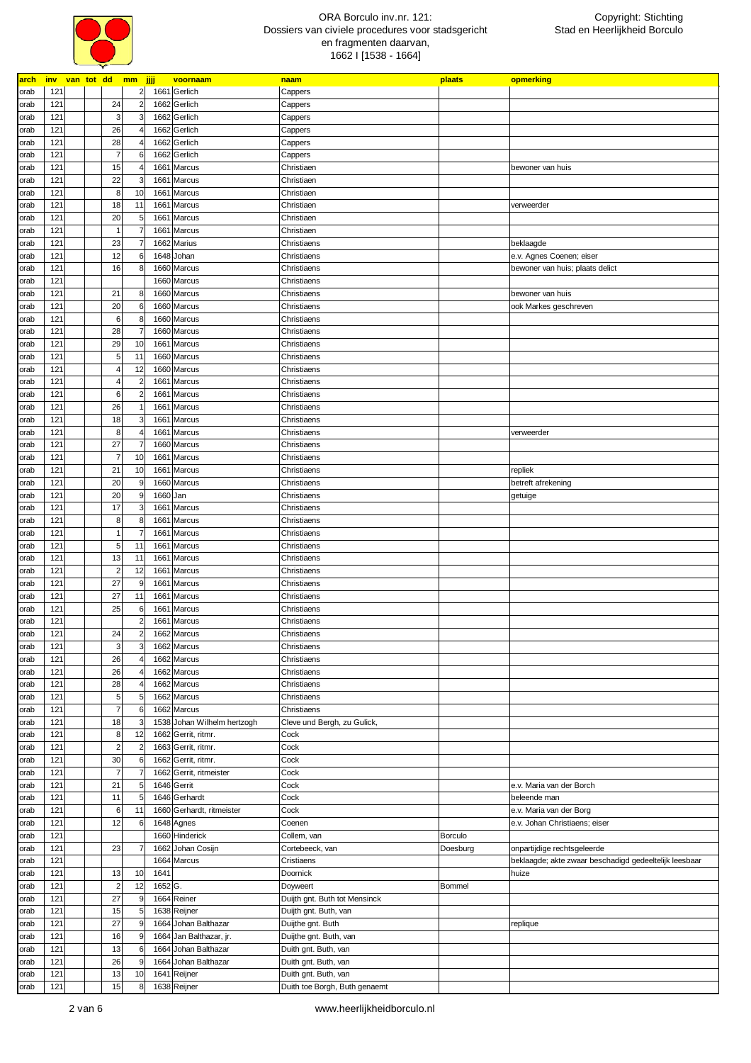ORA Borculo inv.nr. 121:
Dossiers van civiele procedures voor stadsgericht en fragmenten daarvan,
1662 I [1538 - 1664]

Copyright: Stichting Stad en Heerlijkheid Borculo

| arch | inv | van | tot | dd | mm | jjjj | voornaam | naam | plaats | opmerking |
|---|---|---|---|---|---|---|---|---|---|---|
| orab | 121 | | | | 2 | 1661 | Gerlich | Cappers | | |
| orab | 121 | | | 24 | 2 | 1662 | Gerlich | Cappers | | |
| orab | 121 | | | 3 | 3 | 1662 | Gerlich | Cappers | | |
| orab | 121 | | | 26 | 4 | 1662 | Gerlich | Cappers | | |
| orab | 121 | | | 28 | 4 | 1662 | Gerlich | Cappers | | |
| orab | 121 | | | 7 | 6 | 1662 | Gerlich | Cappers | | |
| orab | 121 | | | 15 | 4 | 1661 | Marcus | Christiaen | | bewoner van huis |
| orab | 121 | | | 22 | 3 | 1661 | Marcus | Christiaen | | |
| orab | 121 | | | 8 | 10 | 1661 | Marcus | Christiaen | | |
| orab | 121 | | | 18 | 11 | 1661 | Marcus | Christiaen | | verweerder |
| orab | 121 | | | 20 | 5 | 1661 | Marcus | Christiaen | | |
| orab | 121 | | | 1 | 7 | 1661 | Marcus | Christiaen | | |
| orab | 121 | | | 23 | 7 | 1662 | Marius | Christiaens | | beklaagde |
| orab | 121 | | | 12 | 6 | 1648 | Johan | Christiaens | | e.v. Agnes Coenen; eiser |
| orab | 121 | | | 16 | 8 | 1660 | Marcus | Christiaens | | bewoner van huis; plaats delict |
| orab | 121 | | | | | 1660 | Marcus | Christiaens | | |
| orab | 121 | | | 21 | 8 | 1660 | Marcus | Christiaens | | bewoner van huis |
| orab | 121 | | | 20 | 6 | 1660 | Marcus | Christiaens | | ook Markes geschreven |
| orab | 121 | | | 6 | 8 | 1660 | Marcus | Christiaens | | |
| orab | 121 | | | 28 | 7 | 1660 | Marcus | Christiaens | | |
| orab | 121 | | | 29 | 10 | 1661 | Marcus | Christiaens | | |
| orab | 121 | | | 5 | 11 | 1660 | Marcus | Christiaens | | |
| orab | 121 | | | 4 | 12 | 1660 | Marcus | Christiaens | | |
| orab | 121 | | | 4 | 2 | 1661 | Marcus | Christiaens | | |
| orab | 121 | | | 6 | 2 | 1661 | Marcus | Christiaens | | |
| orab | 121 | | | 26 | 1 | 1661 | Marcus | Christiaens | | |
| orab | 121 | | | 18 | 3 | 1661 | Marcus | Christiaens | | |
| orab | 121 | | | 8 | 4 | 1661 | Marcus | Christiaens | | verweerder |
| orab | 121 | | | 27 | 7 | 1660 | Marcus | Christiaens | | |
| orab | 121 | | | 7 | 10 | 1661 | Marcus | Christiaens | | |
| orab | 121 | | | 21 | 10 | 1661 | Marcus | Christiaens | | repliek |
| orab | 121 | | | 20 | 9 | 1660 | Marcus | Christiaens | | betreft afrekening |
| orab | 121 | | | 20 | 9 | 1660 | Jan | Christiaens | | getuige |
| orab | 121 | | | 17 | 3 | 1661 | Marcus | Christiaens | | |
| orab | 121 | | | 8 | 8 | 1661 | Marcus | Christiaens | | |
| orab | 121 | | | 1 | 7 | 1661 | Marcus | Christiaens | | |
| orab | 121 | | | 5 | 11 | 1661 | Marcus | Christiaens | | |
| orab | 121 | | | 13 | 11 | 1661 | Marcus | Christiaens | | |
| orab | 121 | | | 2 | 12 | 1661 | Marcus | Christiaens | | |
| orab | 121 | | | 27 | 9 | 1661 | Marcus | Christiaens | | |
| orab | 121 | | | 27 | 11 | 1661 | Marcus | Christiaens | | |
| orab | 121 | | | 25 | 6 | 1661 | Marcus | Christiaens | | |
| orab | 121 | | | | 2 | 1661 | Marcus | Christiaens | | |
| orab | 121 | | | 24 | 2 | 1662 | Marcus | Christiaens | | |
| orab | 121 | | | 3 | 3 | 1662 | Marcus | Christiaens | | |
| orab | 121 | | | 26 | 4 | 1662 | Marcus | Christiaens | | |
| orab | 121 | | | 26 | 4 | 1662 | Marcus | Christiaens | | |
| orab | 121 | | | 28 | 4 | 1662 | Marcus | Christiaens | | |
| orab | 121 | | | 5 | 5 | 1662 | Marcus | Christiaens | | |
| orab | 121 | | | 7 | 6 | 1662 | Marcus | Christiaens | | |
| orab | 121 | | | 18 | 3 | 1538 | Johan Wilhelm hertzogh | Cleve und Bergh, zu Gulick, | | |
| orab | 121 | | | 8 | 12 | 1662 | Gerrit, ritmr. | Cock | | |
| orab | 121 | | | 2 | 2 | 1663 | Gerrit, ritmr. | Cock | | |
| orab | 121 | | | 30 | 6 | 1662 | Gerrit, ritmr. | Cock | | |
| orab | 121 | | | 7 | 7 | 1662 | Gerrit, ritmeister | Cock | | |
| orab | 121 | | | 21 | 5 | 1646 | Gerrit | Cock | | e.v. Maria van der Borch |
| orab | 121 | | | 11 | 5 | 1646 | Gerhardt | Cock | | beleende man |
| orab | 121 | | | 6 | 11 | 1660 | Gerhardt, ritmeister | Cock | | e.v. Maria van der Borg |
| orab | 121 | | | 12 | 6 | 1648 | Agnes | Coenen | | e.v. Johan Christiaens; eiser |
| orab | 121 | | | | | 1660 | Hinderick | Collem, van | Borculo | |
| orab | 121 | | | 23 | 7 | 1662 | Johan Cosijn | Cortebeeck, van | Doesburg | onpartijdige rechtsgeleerde |
| orab | 121 | | | | | 1664 | Marcus | Cristiaens | | beklaagde; akte zwaar beschadigd gedeeltelijk leesbaar |
| orab | 121 | | | 13 | 10 | 1641 | | Doornick | | huize |
| orab | 121 | | | 2 | 12 | 1652 | G. | Doyweert | Bommel | |
| orab | 121 | | | 27 | 9 | 1664 | Reiner | Duijth gnt. Buth tot Mensinck | | |
| orab | 121 | | | 15 | 5 | 1638 | Reijner | Duijth gnt. Buth, van | | |
| orab | 121 | | | 27 | 9 | 1664 | Johan Balthazar | Duijthe gnt. Buth | | replique |
| orab | 121 | | | 16 | 9 | 1664 | Jan Balthazar, jr. | Duijthe gnt. Buth, van | | |
| orab | 121 | | | 13 | 6 | 1664 | Johan Balthazar | Duith gnt. Buth, van | | |
| orab | 121 | | | 26 | 9 | 1664 | Johan Balthazar | Duith gnt. Buth, van | | |
| orab | 121 | | | 13 | 10 | 1641 | Reijner | Duith gnt. Buth, van | | |
| orab | 121 | | | 15 | 8 | 1638 | Reijner | Duith toe Borgh, Buth genaemt | | |

www.heerlijkheidborculo.nl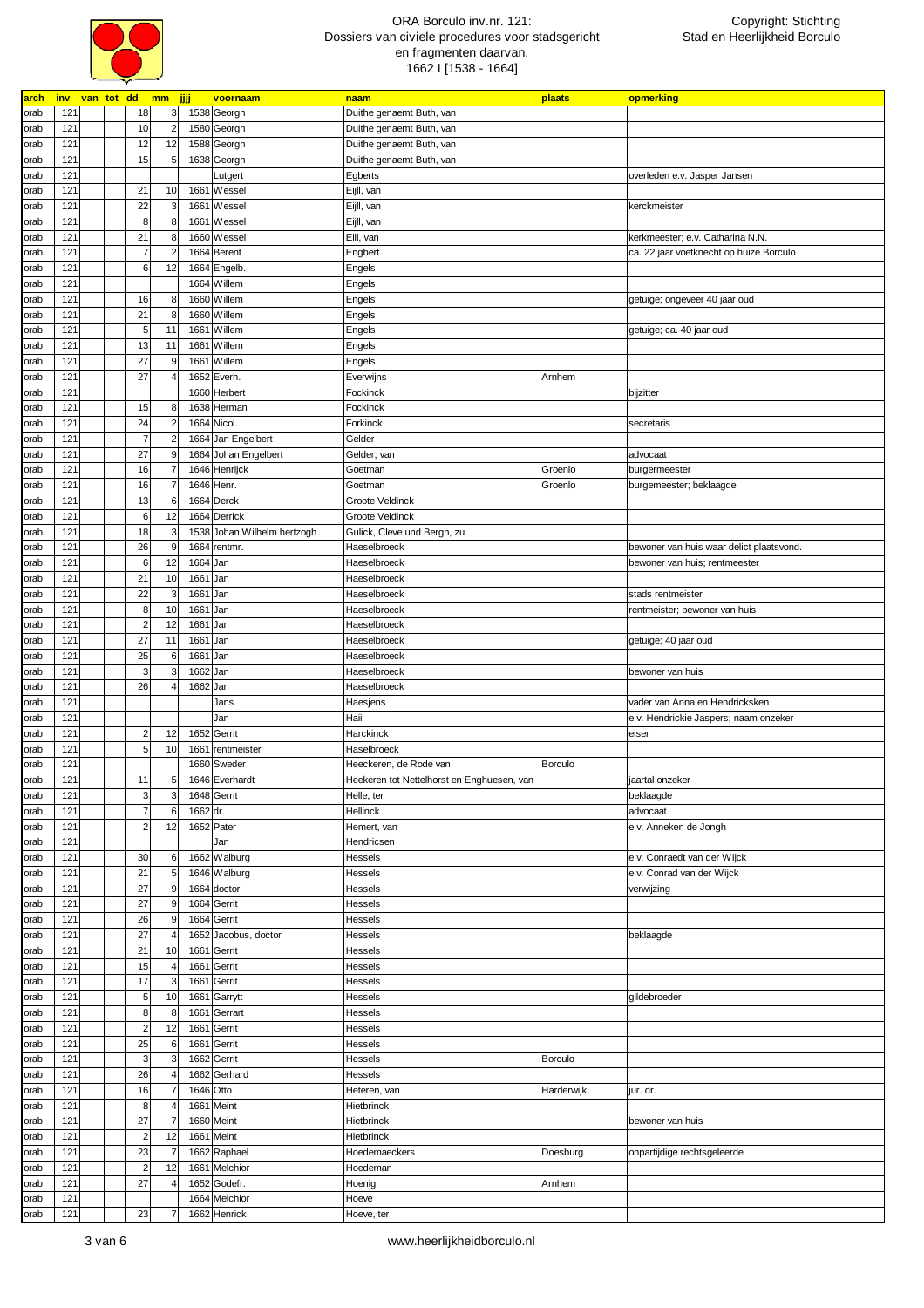# ORA Borculo inv.nr. 121: Dossiers van civiele procedures voor stadsgericht en fragmenten daarvan, 1662 I [1538 - 1664]

Copyright: Stichting Stad en Heerlijkheid Borculo

| arch | inv | van | tot | dd | mm | jjjj | voornaam | naam | plaats | opmerking |
|---|---|---|---|---|---|---|---|---|---|---|
| orab | 121 | | | 18 | 3 | 1538 | Georgh | Duithe genaemt Buth, van | | |
| orab | 121 | | | 10 | 2 | 1580 | Georgh | Duithe genaemt Buth, van | | |
| orab | 121 | | | 12 | 12 | 1588 | Georgh | Duithe genaemt Buth, van | | |
| orab | 121 | | | 15 | 5 | 1638 | Georgh | Duithe genaemt Buth, van | | |
| orab | 121 | | | | | | Lutgert | Egberts | | overleden e.v. Jasper Jansen |
| orab | 121 | | | 21 | 10 | 1661 | Wessel | Eijll, van | | |
| orab | 121 | | | 22 | 3 | 1661 | Wessel | Eijll, van | | kerckmeister |
| orab | 121 | | | 8 | 8 | 1661 | Wessel | Eijll, van | | |
| orab | 121 | | | 21 | 8 | 1660 | Wessel | Eill, van | | kerkmeester; e.v. Catharina N.N. |
| orab | 121 | | | 7 | 2 | 1664 | Berent | Engbert | | ca. 22 jaar voetknecht op huize Borculo |
| orab | 121 | | | 6 | 12 | 1664 | Engelb. | Engels | | |
| orab | 121 | | | | | 1664 | Willem | Engels | | |
| orab | 121 | | | 16 | 8 | 1660 | Willem | Engels | | getuige; ongeveer 40 jaar oud |
| orab | 121 | | | 21 | 8 | 1660 | Willem | Engels | | |
| orab | 121 | | | 5 | 11 | 1661 | Willem | Engels | | getuige; ca. 40 jaar oud |
| orab | 121 | | | 13 | 11 | 1661 | Willem | Engels | | |
| orab | 121 | | | 27 | 9 | 1661 | Willem | Engels | | |
| orab | 121 | | | 27 | 4 | 1652 | Everh. | Everwijns | Arnhem | |
| orab | 121 | | | | | 1660 | Herbert | Fockinck | | bijzitter |
| orab | 121 | | | 15 | 8 | 1638 | Herman | Fockinck | | |
| orab | 121 | | | 24 | 2 | 1664 | Nicol. | Forkinck | | secretaris |
| orab | 121 | | | 7 | 2 | 1664 | Jan Engelbert | Gelder | | |
| orab | 121 | | | 27 | 9 | 1664 | Johan Engelbert | Gelder, van | | advocaat |
| orab | 121 | | | 16 | 7 | 1646 | Henrijck | Goetman | Groenlo | burgermeester |
| orab | 121 | | | 16 | 7 | 1646 | Henr. | Goetman | Groenlo | burgemeester; beklaagde |
| orab | 121 | | | 13 | 6 | 1664 | Derck | Groote Veldinck | | |
| orab | 121 | | | 6 | 12 | 1664 | Derrick | Groote Veldinck | | |
| orab | 121 | | | 18 | 3 | 1538 | Johan Wilhelm hertzogh | Gulick, Cleve und Bergh, zu | | |
| orab | 121 | | | 26 | 9 | 1664 | rentmr. | Haeselbroeck | | bewoner van huis waar delict plaatsvond. |
| orab | 121 | | | 6 | 12 | 1664 | Jan | Haeselbroeck | | bewoner van huis; rentmeester |
| orab | 121 | | | 21 | 10 | 1661 | Jan | Haeselbroeck | | |
| orab | 121 | | | 22 | 3 | 1661 | Jan | Haeselbroeck | | stads rentmeister |
| orab | 121 | | | 8 | 10 | 1661 | Jan | Haeselbroeck | | rentmeister; bewoner van huis |
| orab | 121 | | | 2 | 12 | 1661 | Jan | Haeselbroeck | | |
| orab | 121 | | | 27 | 11 | 1661 | Jan | Haeselbroeck | | getuige; 40 jaar oud |
| orab | 121 | | | 25 | 6 | 1661 | Jan | Haeselbroeck | | |
| orab | 121 | | | 3 | 3 | 1662 | Jan | Haeselbroeck | | bewoner van huis |
| orab | 121 | | | 26 | 4 | 1662 | Jan | Haeselbroeck | | |
| orab | 121 | | | | | | Jans | Haesjens | | vader van Anna en Hendricksken |
| orab | 121 | | | | | | Jan | Haii | | e.v. Hendrickie Jaspers; naam onzeker |
| orab | 121 | | | 2 | 12 | 1652 | Gerrit | Harckinck | | eiser |
| orab | 121 | | | 5 | 10 | 1661 | rentmeister | Haselbroeck | | |
| orab | 121 | | | | | 1660 | Sweder | Heeckeren, de Rode van | Borculo | |
| orab | 121 | | | 11 | 5 | 1646 | Everhardt | Heekeren tot Nettelhorst en Enghuesen, van | | jaartal onzeker |
| orab | 121 | | | 3 | 3 | 1648 | Gerrit | Helle, ter | | beklaagde |
| orab | 121 | | | 7 | 6 | 1662 | dr. | Hellinck | | advocaat |
| orab | 121 | | | 2 | 12 | 1652 | Pater | Hemert, van | | e.v. Anneken de Jongh |
| orab | 121 | | | | | | Jan | Hendricsen | | |
| orab | 121 | | | 30 | 6 | 1662 | Walburg | Hessels | | e.v. Conraedt van der Wijck |
| orab | 121 | | | 21 | 5 | 1646 | Walburg | Hessels | | e.v. Conrad van der Wijck |
| orab | 121 | | | 27 | 9 | 1664 | doctor | Hessels | | verwijzing |
| orab | 121 | | | 27 | 9 | 1664 | Gerrit | Hessels | | |
| orab | 121 | | | 26 | 9 | 1664 | Gerrit | Hessels | | |
| orab | 121 | | | 27 | 4 | 1652 | Jacobus, doctor | Hessels | | beklaagde |
| orab | 121 | | | 21 | 10 | 1661 | Gerrit | Hessels | | |
| orab | 121 | | | 15 | 4 | 1661 | Gerrit | Hessels | | |
| orab | 121 | | | 17 | 3 | 1661 | Gerrit | Hessels | | |
| orab | 121 | | | 5 | 10 | 1661 | Garrytt | Hessels | | gildebroeder |
| orab | 121 | | | 8 | 8 | 1661 | Gerrart | Hessels | | |
| orab | 121 | | | 2 | 12 | 1661 | Gerrit | Hessels | | |
| orab | 121 | | | 25 | 6 | 1661 | Gerrit | Hessels | | |
| orab | 121 | | | 3 | 3 | 1662 | Gerrit | Hessels | Borculo | |
| orab | 121 | | | 26 | 4 | 1662 | Gerhard | Hessels | | |
| orab | 121 | | | 16 | 7 | 1646 | Otto | Heteren, van | Harderwijk | jur. dr. |
| orab | 121 | | | 8 | 4 | 1661 | Meint | Hietbrinck | | |
| orab | 121 | | | 27 | 7 | 1660 | Meint | Hietbrinck | | bewoner van huis |
| orab | 121 | | | 2 | 12 | 1661 | Meint | Hietbrinck | | |
| orab | 121 | | | 23 | 7 | 1662 | Raphael | Hoedemaeckers | Doesburg | onpartijdige rechtsgeleerde |
| orab | 121 | | | 2 | 12 | 1661 | Melchior | Hoedeman | | |
| orab | 121 | | | 27 | 4 | 1652 | Godefr. | Hoenig | Arnhem | |
| orab | 121 | | | | | 1664 | Melchior | Hoeve | | |
| orab | 121 | | | 23 | 7 | 1662 | Henrick | Hoeve, ter | | |

www.heerlijkheidborculo.nl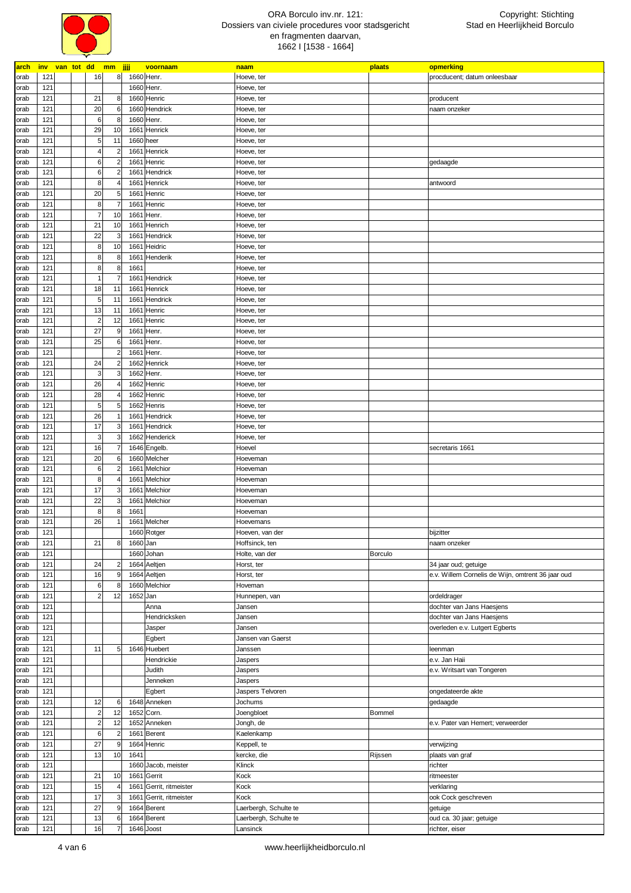# ORA Borculo inv.nr. 121: Dossiers van civiele procedures voor stadsgericht en fragmenten daarvan, 1662 I [1538 - 1664]

Copyright: Stichting Stad en Heerlijkheid Borculo

| arch | inv | van | tot | dd | mm | jjjj | voornaam | naam | plaats | opmerking |
|---|---|---|---|---|---|---|---|---|---|---|
| orab | 121 | | | 16 | 8 | 1660 | Henr. | Hoeve, ter | | procducent; datum onleesbaar |
| orab | 121 | | | | | 1660 | Henr. | Hoeve, ter | | |
| orab | 121 | | | 21 | 8 | 1660 | Henric | Hoeve, ter | | producent |
| orab | 121 | | | 20 | 6 | 1660 | Hendrick | Hoeve, ter | | naam onzeker |
| orab | 121 | | | 6 | 8 | 1660 | Henr. | Hoeve, ter | | |
| orab | 121 | | | 29 | 10 | 1661 | Henrick | Hoeve, ter | | |
| orab | 121 | | | 5 | 11 | 1660 | heer | Hoeve, ter | | |
| orab | 121 | | | 4 | 2 | 1661 | Henrick | Hoeve, ter | | |
| orab | 121 | | | 6 | 2 | 1661 | Henric | Hoeve, ter | | gedaagde |
| orab | 121 | | | 6 | 2 | 1661 | Hendrick | Hoeve, ter | | |
| orab | 121 | | | 8 | 4 | 1661 | Henrick | Hoeve, ter | | antwoord |
| orab | 121 | | | 20 | 5 | 1661 | Henric | Hoeve, ter | | |
| orab | 121 | | | 8 | 7 | 1661 | Henric | Hoeve, ter | | |
| orab | 121 | | | 7 | 10 | 1661 | Henr. | Hoeve, ter | | |
| orab | 121 | | | 21 | 10 | 1661 | Henrich | Hoeve, ter | | |
| orab | 121 | | | 22 | 3 | 1661 | Hendrick | Hoeve, ter | | |
| orab | 121 | | | 8 | 10 | 1661 | Heidric | Hoeve, ter | | |
| orab | 121 | | | 8 | 8 | 1661 | Henderik | Hoeve, ter | | |
| orab | 121 | | | 8 | 8 | 1661 | | Hoeve, ter | | |
| orab | 121 | | | 1 | 7 | 1661 | Hendrick | Hoeve, ter | | |
| orab | 121 | | | 18 | 11 | 1661 | Henrick | Hoeve, ter | | |
| orab | 121 | | | 5 | 11 | 1661 | Hendrick | Hoeve, ter | | |
| orab | 121 | | | 13 | 11 | 1661 | Henric | Hoeve, ter | | |
| orab | 121 | | | 2 | 12 | 1661 | Henric | Hoeve, ter | | |
| orab | 121 | | | 27 | 9 | 1661 | Henr. | Hoeve, ter | | |
| orab | 121 | | | 25 | 6 | 1661 | Henr. | Hoeve, ter | | |
| orab | 121 | | | | 2 | 1661 | Henr. | Hoeve, ter | | |
| orab | 121 | | | 24 | 2 | 1662 | Henrick | Hoeve, ter | | |
| orab | 121 | | | 3 | 3 | 1662 | Henr. | Hoeve, ter | | |
| orab | 121 | | | 26 | 4 | 1662 | Henric | Hoeve, ter | | |
| orab | 121 | | | 28 | 4 | 1662 | Henric | Hoeve, ter | | |
| orab | 121 | | | 5 | 5 | 1662 | Henris | Hoeve, ter | | |
| orab | 121 | | | 26 | 1 | 1661 | Hendrick | Hoeve, ter | | |
| orab | 121 | | | 17 | 3 | 1661 | Hendrick | Hoeve, ter | | |
| orab | 121 | | | 3 | 3 | 1662 | Henderick | Hoeve, ter | | |
| orab | 121 | | | 16 | 7 | 1646 | Engelb. | Hoevel | | secretaris 1661 |
| orab | 121 | | | 20 | 6 | 1660 | Melcher | Hoeveman | | |
| orab | 121 | | | 6 | 2 | 1661 | Melchior | Hoeveman | | |
| orab | 121 | | | 8 | 4 | 1661 | Melchior | Hoeveman | | |
| orab | 121 | | | 17 | 3 | 1661 | Melchior | Hoeveman | | |
| orab | 121 | | | 22 | 3 | 1661 | Melchior | Hoeveman | | |
| orab | 121 | | | 8 | 8 | 1661 | | Hoeveman | | |
| orab | 121 | | | 26 | 1 | 1661 | Melcher | Hoevemans | | |
| orab | 121 | | | | | 1660 | Rotger | Hoeven, van der | | bijzitter |
| orab | 121 | | | 21 | 8 | 1660 | Jan | Hoffsinck, ten | | naam onzeker |
| orab | 121 | | | | | 1660 | Johan | Holte, van der | Borculo | |
| orab | 121 | | | 24 | 2 | 1664 | Aeltjen | Horst, ter | | 34 jaar oud; getuige |
| orab | 121 | | | 16 | 9 | 1664 | Aeltjen | Horst, ter | | e.v. Willem Cornelis de Wijn, omtrent 36 jaar oud |
| orab | 121 | | | 6 | 8 | 1660 | Melchior | Hoveman | | |
| orab | 121 | | | 2 | 12 | 1652 | Jan | Hunnepen, van | | ordeldrager |
| orab | 121 | | | | | | Anna | Jansen | | dochter van Jans Haesjens |
| orab | 121 | | | | | | Hendricksken | Jansen | | dochter van Jans Haesjens |
| orab | 121 | | | | | | Jasper | Jansen | | overleden e.v. Lutgert Egberts |
| orab | 121 | | | | | | Egbert | Jansen van Gaerst | | |
| orab | 121 | | | 11 | 5 | 1646 | Huebert | Janssen | | leenman |
| orab | 121 | | | | | | Hendrickie | Jaspers | | e.v. Jan Haii |
| orab | 121 | | | | | | Judith | Jaspers | | e.v. Writsart van Tongeren |
| orab | 121 | | | | | | Jenneken | Jaspers | | |
| orab | 121 | | | | | | Egbert | Jaspers Telvoren | | ongedateerde akte |
| orab | 121 | | | 12 | 6 | 1648 | Anneken | Jochums | | gedaagde |
| orab | 121 | | | 2 | 12 | 1652 | Corn. | Joengbloet | Bommel | |
| orab | 121 | | | 2 | 12 | 1652 | Anneken | Jongh, de | | e.v. Pater van Hemert; verweerder |
| orab | 121 | | | 6 | 2 | 1661 | Berent | Kaelenkamp | | |
| orab | 121 | | | 27 | 9 | 1664 | Henric | Keppell, te | | verwijzing |
| orab | 121 | | | 13 | 10 | 1641 | | kercke, die | Rijssen | plaats van graf |
| orab | 121 | | | | | 1660 | Jacob, meister | Klinck | | richter |
| orab | 121 | | | 21 | 10 | 1661 | Gerrit | Kock | | ritmeester |
| orab | 121 | | | 15 | 4 | 1661 | Gerrit, ritmeister | Kock | | verklaring |
| orab | 121 | | | 17 | 3 | 1661 | Gerrit, ritmeister | Kock | | ook Cock geschreven |
| orab | 121 | | | 27 | 9 | 1664 | Berent | Laerbergh, Schulte te | | getuige |
| orab | 121 | | | 13 | 6 | 1664 | Berent | Laerbergh, Schulte te | | oud ca. 30 jaar; getuige |
| orab | 121 | | | 16 | 7 | 1646 | Joost | Lansinck | | richter, eiser |

www.heerlijkheidborculo.nl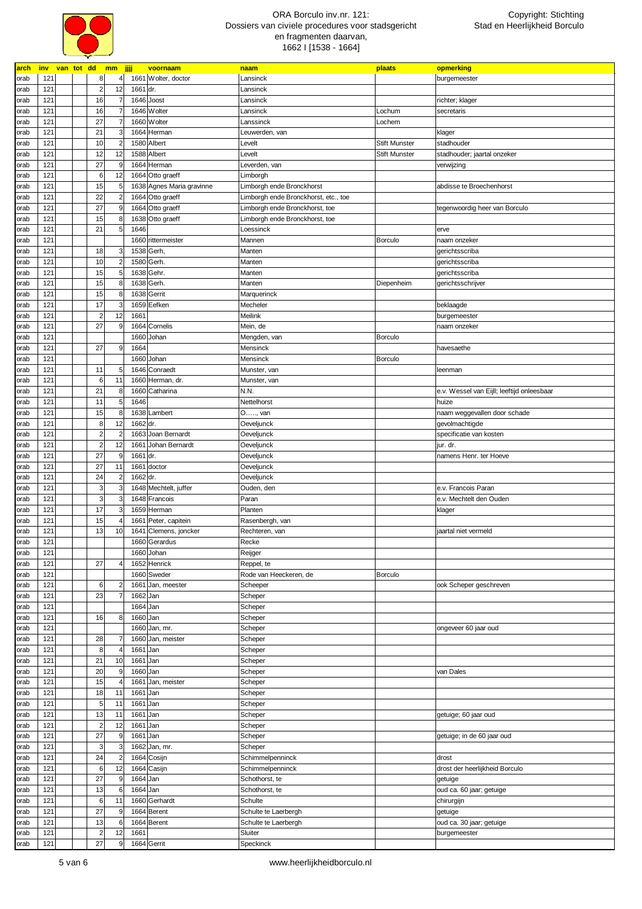ORA Borculo inv.nr. 121:
Dossiers van civiele procedures voor stadsgericht en fragmenten daarvan,
1662 I [1538 - 1664]

Copyright: Stichting Stad en Heerlijkheid Borculo

| arch | inv | van | tot | dd | mm | jjjj | voornaam | naam | plaats | opmerking |
|---|---|---|---|---|---|---|---|---|---|---|
| orab | 121 | | | 8 | 4 | 1661 | Wolter, doctor | Lansinck | | burgemeester |
| orab | 121 | | | 2 | 12 | 1661 | dr. | Lansinck | | |
| orab | 121 | | | 16 | 7 | 1646 | Joost | Lansinck | | richter; klager |
| orab | 121 | | | 16 | 7 | 1646 | Wolter | Lansinck | Lochum | secretaris |
| orab | 121 | | | 27 | 7 | 1660 | Wolter | Lanssinck | Lochem | |
| orab | 121 | | | 21 | 3 | 1664 | Herman | Leuwerden, van | | klager |
| orab | 121 | | | 10 | 2 | 1580 | Albert | Levelt | Stift Munster | stadhouder |
| orab | 121 | | | 12 | 12 | 1588 | Albert | Levelt | Stift Munster | stadhouder; jaartal onzeker |
| orab | 121 | | | 27 | 9 | 1664 | Herman | Leverden, van | | verwijzing |
| orab | 121 | | | 6 | 12 | 1664 | Otto graeff | Limborgh | | |
| orab | 121 | | | 15 | 5 | 1638 | Agnes Maria gravinne | Limborgh ende Bronckhorst | | abdisse te Broechenhorst |
| orab | 121 | | | 22 | 2 | 1664 | Otto graeff | Limborgh ende Bronckhorst, etc., toe | | |
| orab | 121 | | | 27 | 9 | 1664 | Otto graeff | Limborgh ende Bronckhorst, toe | | tegenwoordig heer van Borculo |
| orab | 121 | | | 15 | 8 | 1638 | Otto graeff | Limborgh ende Bronckhorst, toe | | |
| orab | 121 | | | 21 | 5 | 1646 | | Loessinck | | erve |
| orab | 121 | | | | | 1660 | rittermeister | Mannen | Borculo | naam onzeker |
| orab | 121 | | | 18 | 3 | 1538 | Gerh, | Manten | | gerichtsscriba |
| orab | 121 | | | 10 | 2 | 1580 | Gerh. | Manten | | gerichtsscriba |
| orab | 121 | | | 15 | 5 | 1638 | Gehr. | Manten | | gerichtsscriba |
| orab | 121 | | | 15 | 8 | 1638 | Gerh. | Manten | Diepenheim | gerichtsschrijver |
| orab | 121 | | | 15 | 8 | 1638 | Gerrit | Marquerinck | | |
| orab | 121 | | | 17 | 3 | 1659 | Eefken | Mecheler | | beklaagde |
| orab | 121 | | | 2 | 12 | 1661 | | Meilink | | burgemeester |
| orab | 121 | | | 27 | 9 | 1664 | Cornelis | Mein, de | | naam onzeker |
| orab | 121 | | | | | 1660 | Johan | Mengden, van | Borculo | |
| orab | 121 | | | 27 | 9 | 1664 | | Mensinck | | havesaethe |
| orab | 121 | | | | | 1660 | Johan | Mensinck | Borculo | |
| orab | 121 | | | 11 | 5 | 1646 | Conraedt | Munster, van | | leenman |
| orab | 121 | | | 6 | 11 | 1660 | Herman, dr. | Munster, van | | |
| orab | 121 | | | 21 | 8 | 1660 | Catharina | N.N. | | e.v. Wessel van Eijll; leeftijd onleesbaar |
| orab | 121 | | | 11 | 5 | 1646 | | Nettelhorst | | huize |
| orab | 121 | | | 15 | 8 | 1638 | Lambert | O….., van | | naam weggevallen door schade |
| orab | 121 | | | 8 | 12 | 1662 | dr. | Oeveljunck | | gevolmachtigde |
| orab | 121 | | | 2 | 2 | 1663 | Joan Bernardt | Oeveljunck | | specificatie van kosten |
| orab | 121 | | | 2 | 12 | 1661 | Johan Bernardt | Oeveljunck | | jur. dr. |
| orab | 121 | | | 27 | 9 | 1661 | dr. | Oeveljunck | | namens Henr. ter Hoeve |
| orab | 121 | | | 27 | 11 | 1661 | doctor | Oeveljunck | | |
| orab | 121 | | | 24 | 2 | 1662 | dr. | Oeveljunck | | |
| orab | 121 | | | 3 | 3 | 1648 | Mechtelt, juffer | Ouden, den | | e.v. Francois Paran |
| orab | 121 | | | 3 | 3 | 1648 | Francois | Paran | | e.v. Mechtelt den Ouden |
| orab | 121 | | | 17 | 3 | 1659 | Herman | Planten | | klager |
| orab | 121 | | | 15 | 4 | 1661 | Peter, capitein | Rasenbergh, van | | |
| orab | 121 | | | 13 | 10 | 1641 | Clemens, joncker | Rechteren, van | | jaartal niet vermeld |
| orab | 121 | | | | | 1660 | Gerardus | Recke | | |
| orab | 121 | | | | | 1660 | Johan | Reijger | | |
| orab | 121 | | | 27 | 4 | 1652 | Henrick | Reppel, te | | |
| orab | 121 | | | | | 1660 | Sweder | Rode van Heeckeren, de | Borculo | |
| orab | 121 | | | 6 | 2 | 1661 | Jan, meester | Scheeper | | ook Scheper geschreven |
| orab | 121 | | | 23 | 7 | 1662 | Jan | Scheper | | |
| orab | 121 | | | | | 1664 | Jan | Scheper | | |
| orab | 121 | | | 16 | 8 | 1660 | Jan | Scheper | | |
| orab | 121 | | | | | 1660 | Jan, mr. | Scheper | | ongeveer 60 jaar oud |
| orab | 121 | | | 28 | 7 | 1660 | Jan, meister | Scheper | | |
| orab | 121 | | | 8 | 4 | 1661 | Jan | Scheper | | |
| orab | 121 | | | 21 | 10 | 1661 | Jan | Scheper | | |
| orab | 121 | | | 20 | 9 | 1660 | Jan | Scheper | | van Dales |
| orab | 121 | | | 15 | 4 | 1661 | Jan, meister | Scheper | | |
| orab | 121 | | | 18 | 11 | 1661 | Jan | Scheper | | |
| orab | 121 | | | 5 | 11 | 1661 | Jan | Scheper | | |
| orab | 121 | | | 13 | 11 | 1661 | Jan | Scheper | | getuige; 60 jaar oud |
| orab | 121 | | | 2 | 12 | 1661 | Jan | Scheper | | |
| orab | 121 | | | 27 | 9 | 1661 | Jan | Scheper | | getuige; in de 60 jaar oud |
| orab | 121 | | | 3 | 3 | 1662 | Jan, mr. | Scheper | | |
| orab | 121 | | | 24 | 2 | 1664 | Cosijn | Schimmelpenninck | | drost |
| orab | 121 | | | 6 | 12 | 1664 | Casijn | Schimmelpenninck | | drost der heerlijkheid Borculo |
| orab | 121 | | | 27 | 9 | 1664 | Jan | Schothorst, te | | getuige |
| orab | 121 | | | 13 | 6 | 1664 | Jan | Schothorst, te | | oud ca. 60 jaar; getuige |
| orab | 121 | | | 6 | 11 | 1660 | Gerhardt | Schulte | | chirurgijn |
| orab | 121 | | | 27 | 9 | 1664 | Berent | Schulte te Laerbergh | | getuige |
| orab | 121 | | | 13 | 6 | 1664 | Berent | Schulte te Laerbergh | | oud ca. 30 jaar; getuige |
| orab | 121 | | | 2 | 12 | 1661 | | Sluiter | | burgemeester |
| orab | 121 | | | 27 | 9 | 1664 | Gerrit | Speckinck | | |

www.heerlijkheidborculo.nl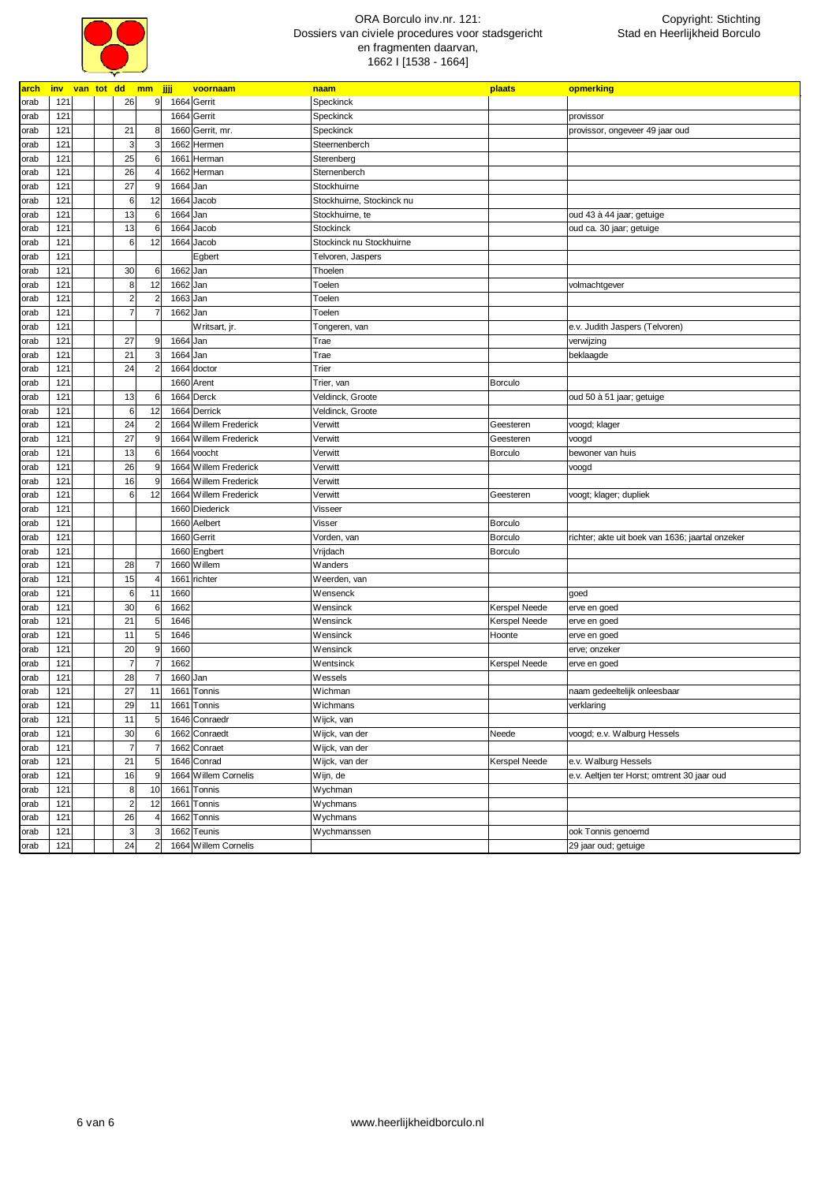ORA Borculo inv.nr. 121:
Dossiers van civiele procedures voor stadsgericht en fragmenten daarvan,
1662 I [1538 - 1664]

Copyright: Stichting Stad en Heerlijkheid Borculo

| arch | inv | van | tot | dd | mm | jjjj | voornaam | naam | plaats | opmerking |
|---|---|---|---|---|---|---|---|---|---|---|
| orab | 121 | | | 26 | 9 | 1664 | Gerrit | Speckinck | | |
| orab | 121 | | | | | 1664 | Gerrit | Speckinck | | provissor |
| orab | 121 | | | 21 | 8 | 1660 | Gerrit, mr. | Speckinck | | provissor, ongeveer 49 jaar oud |
| orab | 121 | | | 3 | 3 | 1662 | Hermen | Steernenberch | | |
| orab | 121 | | | 25 | 6 | 1661 | Herman | Sterenberg | | |
| orab | 121 | | | 26 | 4 | 1662 | Herman | Sternenberch | | |
| orab | 121 | | | 27 | 9 | 1664 | Jan | Stockhuirne | | |
| orab | 121 | | | 6 | 12 | 1664 | Jacob | Stockhuirne, Stockinck nu | | |
| orab | 121 | | | 13 | 6 | 1664 | Jan | Stockhuirne, te | | oud 43 à 44 jaar; getuige |
| orab | 121 | | | 13 | 6 | 1664 | Jacob | Stockinck | | oud ca. 30 jaar; getuige |
| orab | 121 | | | 6 | 12 | 1664 | Jacob | Stockinck nu Stockhuirne | | |
| orab | 121 | | | | | | Egbert | Telvoren, Jaspers | | |
| orab | 121 | | | 30 | 6 | 1662 | Jan | Thoelen | | |
| orab | 121 | | | 8 | 12 | 1662 | Jan | Toelen | | volmachtgever |
| orab | 121 | | | 2 | 2 | 1663 | Jan | Toelen | | |
| orab | 121 | | | 7 | 7 | 1662 | Jan | Toelen | | |
| orab | 121 | | | | | | Writsart, jr. | Tongeren, van | | e.v. Judith Jaspers (Telvoren) |
| orab | 121 | | | 27 | 9 | 1664 | Jan | Trae | | verwijzing |
| orab | 121 | | | 21 | 3 | 1664 | Jan | Trae | | beklaagde |
| orab | 121 | | | 24 | 2 | 1664 | doctor | Trier | | |
| orab | 121 | | | | | 1660 | Arent | Trier, van | Borculo | |
| orab | 121 | | | 13 | 6 | 1664 | Derck | Veldinck, Groote | | oud 50 à 51 jaar; getuige |
| orab | 121 | | | 6 | 12 | 1664 | Derrick | Veldinck, Groote | | |
| orab | 121 | | | 24 | 2 | 1664 | Willem Frederick | Verwitt | Geesteren | voogd; klager |
| orab | 121 | | | 27 | 9 | 1664 | Willem Frederick | Verwitt | Geesteren | voogd |
| orab | 121 | | | 13 | 6 | 1664 | voocht | Verwitt | Borculo | bewoner van huis |
| orab | 121 | | | 26 | 9 | 1664 | Willem Frederick | Verwitt | | voogd |
| orab | 121 | | | 16 | 9 | 1664 | Willem Frederick | Verwitt | | |
| orab | 121 | | | 6 | 12 | 1664 | Willem Frederick | Verwitt | Geesteren | voogt; klager; dupliek |
| orab | 121 | | | | | 1660 | Diederick | Visseer | | |
| orab | 121 | | | | | 1660 | Aelbert | Visser | Borculo | |
| orab | 121 | | | | | 1660 | Gerrit | Vorden, van | Borculo | richter; akte uit boek van 1636; jaartal onzeker |
| orab | 121 | | | | | 1660 | Engbert | Vrijdach | Borculo | |
| orab | 121 | | | 28 | 7 | 1660 | Willem | Wanders | | |
| orab | 121 | | | 15 | 4 | 1661 | richter | Weerden, van | | |
| orab | 121 | | | 6 | 11 | 1660 | | Wensenck | | goed |
| orab | 121 | | | 30 | 6 | 1662 | | Wensinck | Kerspel Neede | erve en goed |
| orab | 121 | | | 21 | 5 | 1646 | | Wensinck | Kerspel Neede | erve en goed |
| orab | 121 | | | 11 | 5 | 1646 | | Wensinck | Hoonte | erve en goed |
| orab | 121 | | | 20 | 9 | 1660 | | Wensinck | | erve; onzeker |
| orab | 121 | | | 7 | 7 | 1662 | | Wentsinck | Kerspel Neede | erve en goed |
| orab | 121 | | | 28 | 7 | 1660 | Jan | Wessels | | |
| orab | 121 | | | 27 | 11 | 1661 | Tonnis | Wichman | | naam gedeeltelijk onleesbaar |
| orab | 121 | | | 29 | 11 | 1661 | Tonnis | Wichmans | | verklaring |
| orab | 121 | | | 11 | 5 | 1646 | Conraedr | Wijck, van | | |
| orab | 121 | | | 30 | 6 | 1662 | Conraedt | Wijck, van der | Neede | voogd; e.v. Walburg Hessels |
| orab | 121 | | | 7 | 7 | 1662 | Conraet | Wijck, van der | | |
| orab | 121 | | | 21 | 5 | 1646 | Conrad | Wijck, van der | Kerspel Neede | e.v. Walburg Hessels |
| orab | 121 | | | 16 | 9 | 1664 | Willem Cornelis | Wijn, de | | e.v. Aeltjen ter Horst; omtrent 30 jaar oud |
| orab | 121 | | | 8 | 10 | 1661 | Tonnis | Wychman | | |
| orab | 121 | | | 2 | 12 | 1661 | Tonnis | Wychmans | | |
| orab | 121 | | | 26 | 4 | 1662 | Tonnis | Wychmans | | |
| orab | 121 | | | 3 | 3 | 1662 | Teunis | Wychmanssen | | ook Tonnis genoemd |
| orab | 121 | | | 24 | 2 | 1664 | Willem Cornelis | | | 29 jaar oud; getuige |

www.heerlijkheidborculo.nl